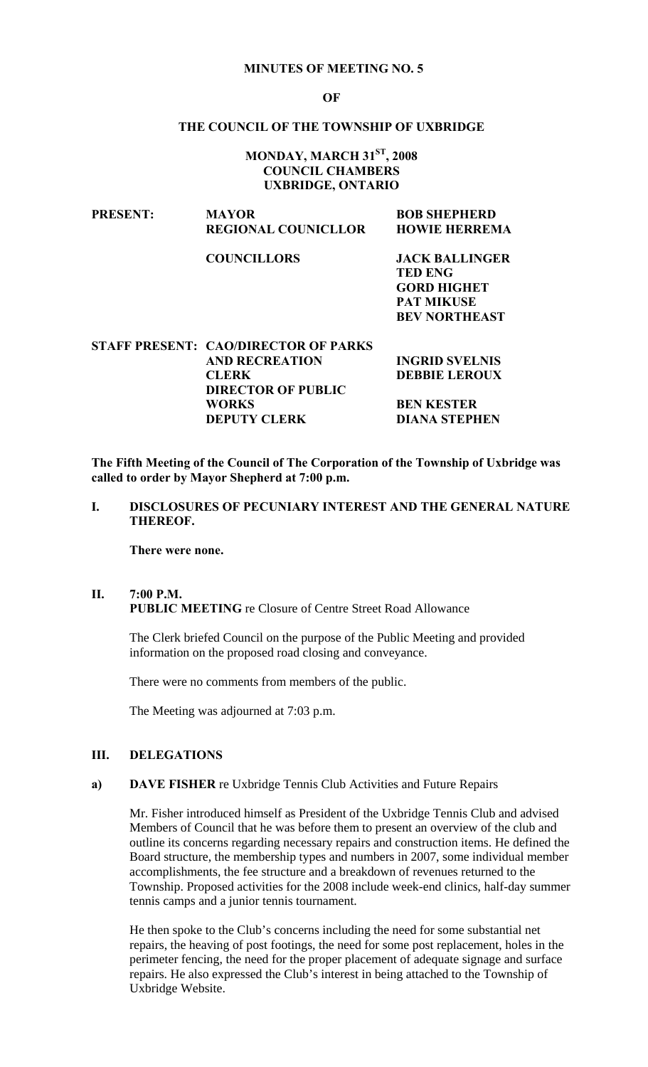# MINUTES OF MEETING NO. 5

## OF

## THE COUNCIL OF THE TOWNSHIP OF UXBRIDGE

**MONDAY, MARCH 31$^{ST}$, 2008**
**COUNCIL CHAMBERS**
**UXBRIDGE, ONTARIO**

| | | |
|---|---|---|
| **PRESENT:** | **MAYOR** | **BOB SHEPHERD** |
| | **REGIONAL COUNICLLOR** | **HOWIE HERREMA** |
| | **COUNCILLORS** | **JACK BALLINGER** |
| | | **TED ENG** |
| | | **GORD HIGHET** |
| | | **PAT MIKUSE** |
| | | **BEV NORTHEAST** |
| **STAFF PRESENT:** | **CAO/DIRECTOR OF PARKS AND RECREATION** | **INGRID SVELNIS** |
| | **CLERK** | **DEBBIE LEROUX** |
| | **DIRECTOR OF PUBLIC WORKS** | **BEN KESTER** |
| | **DEPUTY CLERK** | **DIANA STEPHEN** |

**The Fifth Meeting of the Council of The Corporation of the Township of Uxbridge was called to order by Mayor Shepherd at 7:00 p.m.**

**I. DISCLOSURES OF PECUNIARY INTEREST AND THE GENERAL NATURE THEREOF.**

**There were none.**

**II. 7:00 P.M.**
**PUBLIC MEETING** re Closure of Centre Street Road Allowance

The Clerk briefed Council on the purpose of the Public Meeting and provided information on the proposed road closing and conveyance.

There were no comments from members of the public.

The Meeting was adjourned at 7:03 p.m.

**III. DELEGATIONS**

**a) DAVE FISHER** re Uxbridge Tennis Club Activities and Future Repairs

Mr. Fisher introduced himself as President of the Uxbridge Tennis Club and advised Members of Council that he was before them to present an overview of the club and outline its concerns regarding necessary repairs and construction items. He defined the Board structure, the membership types and numbers in 2007, some individual member accomplishments, the fee structure and a breakdown of revenues returned to the Township. Proposed activities for the 2008 include week-end clinics, half-day summer tennis camps and a junior tennis tournament.

He then spoke to the Club's concerns including the need for some substantial net repairs, the heaving of post footings, the need for some post replacement, holes in the perimeter fencing, the need for the proper placement of adequate signage and surface repairs. He also expressed the Club's interest in being attached to the Township of Uxbridge Website.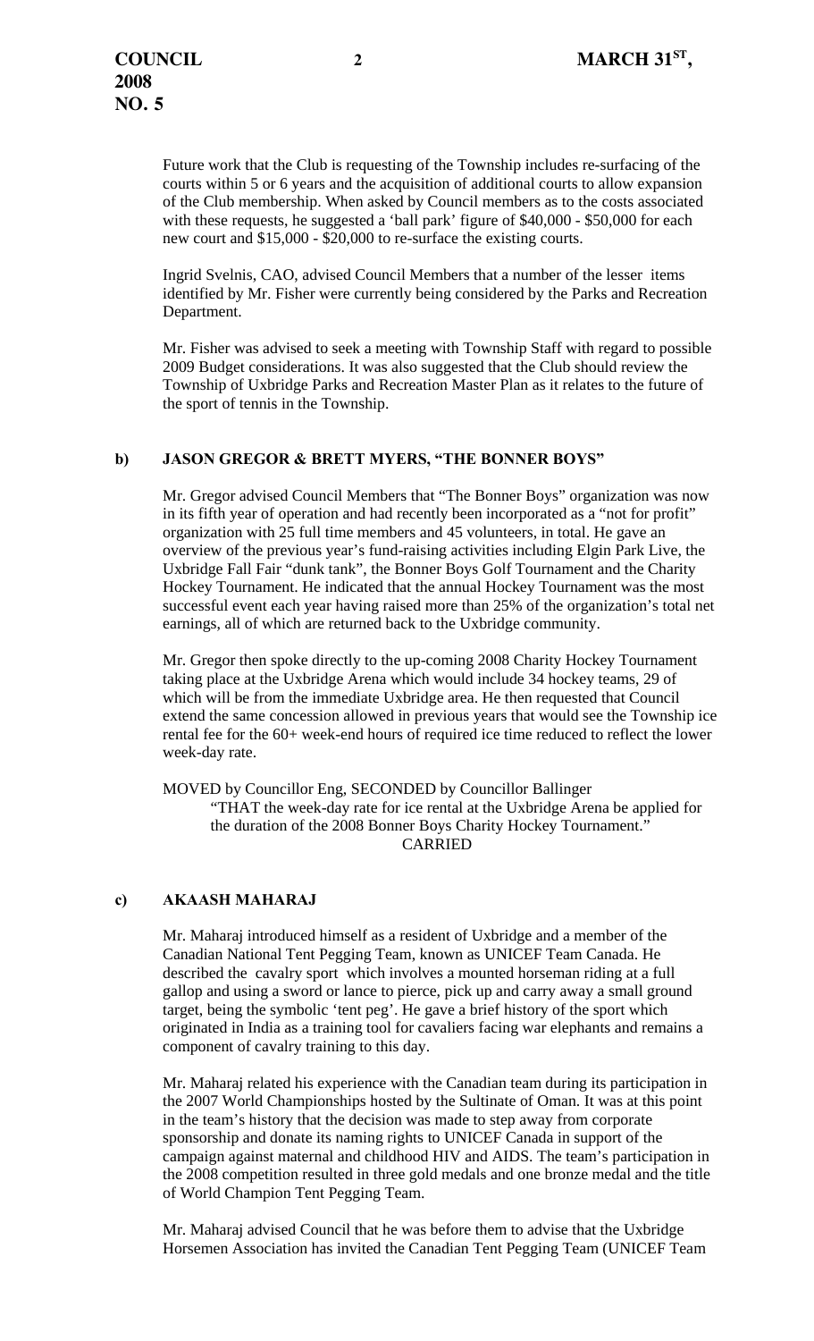Future work that the Club is requesting of the Township includes re-surfacing of the courts within 5 or 6 years and the acquisition of additional courts to allow expansion of the Club membership. When asked by Council members as to the costs associated with these requests, he suggested a 'ball park' figure of $40,000 - $50,000 for each new court and $15,000 - $20,000 to re-surface the existing courts.

Ingrid Svelnis, CAO, advised Council Members that a number of the lesser items identified by Mr. Fisher were currently being considered by the Parks and Recreation Department.

Mr. Fisher was advised to seek a meeting with Township Staff with regard to possible 2009 Budget considerations. It was also suggested that the Club should review the Township of Uxbridge Parks and Recreation Master Plan as it relates to the future of the sport of tennis in the Township.

### b) JASON GREGOR & BRETT MYERS, "THE BONNER BOYS"

Mr. Gregor advised Council Members that "The Bonner Boys" organization was now in its fifth year of operation and had recently been incorporated as a "not for profit" organization with 25 full time members and 45 volunteers, in total. He gave an overview of the previous year's fund-raising activities including Elgin Park Live, the Uxbridge Fall Fair "dunk tank", the Bonner Boys Golf Tournament and the Charity Hockey Tournament. He indicated that the annual Hockey Tournament was the most successful event each year having raised more than 25% of the organization's total net earnings, all of which are returned back to the Uxbridge community.

Mr. Gregor then spoke directly to the up-coming 2008 Charity Hockey Tournament taking place at the Uxbridge Arena which would include 34 hockey teams, 29 of which will be from the immediate Uxbridge area. He then requested that Council extend the same concession allowed in previous years that would see the Township ice rental fee for the 60+ week-end hours of required ice time reduced to reflect the lower week-day rate.

MOVED by Councillor Eng, SECONDED by Councillor Ballinger

"THAT the week-day rate for ice rental at the Uxbridge Arena be applied for the duration of the 2008 Bonner Boys Charity Hockey Tournament."

CARRIED

### c) AKAASH MAHARAJ

Mr. Maharaj introduced himself as a resident of Uxbridge and a member of the Canadian National Tent Pegging Team, known as UNICEF Team Canada. He described the cavalry sport which involves a mounted horseman riding at a full gallop and using a sword or lance to pierce, pick up and carry away a small ground target, being the symbolic 'tent peg'. He gave a brief history of the sport which originated in India as a training tool for cavaliers facing war elephants and remains a component of cavalry training to this day.

Mr. Maharaj related his experience with the Canadian team during its participation in the 2007 World Championships hosted by the Sultinate of Oman. It was at this point in the team's history that the decision was made to step away from corporate sponsorship and donate its naming rights to UNICEF Canada in support of the campaign against maternal and childhood HIV and AIDS. The team's participation in the 2008 competition resulted in three gold medals and one bronze medal and the title of World Champion Tent Pegging Team.

Mr. Maharaj advised Council that he was before them to advise that the Uxbridge Horsemen Association has invited the Canadian Tent Pegging Team (UNICEF Team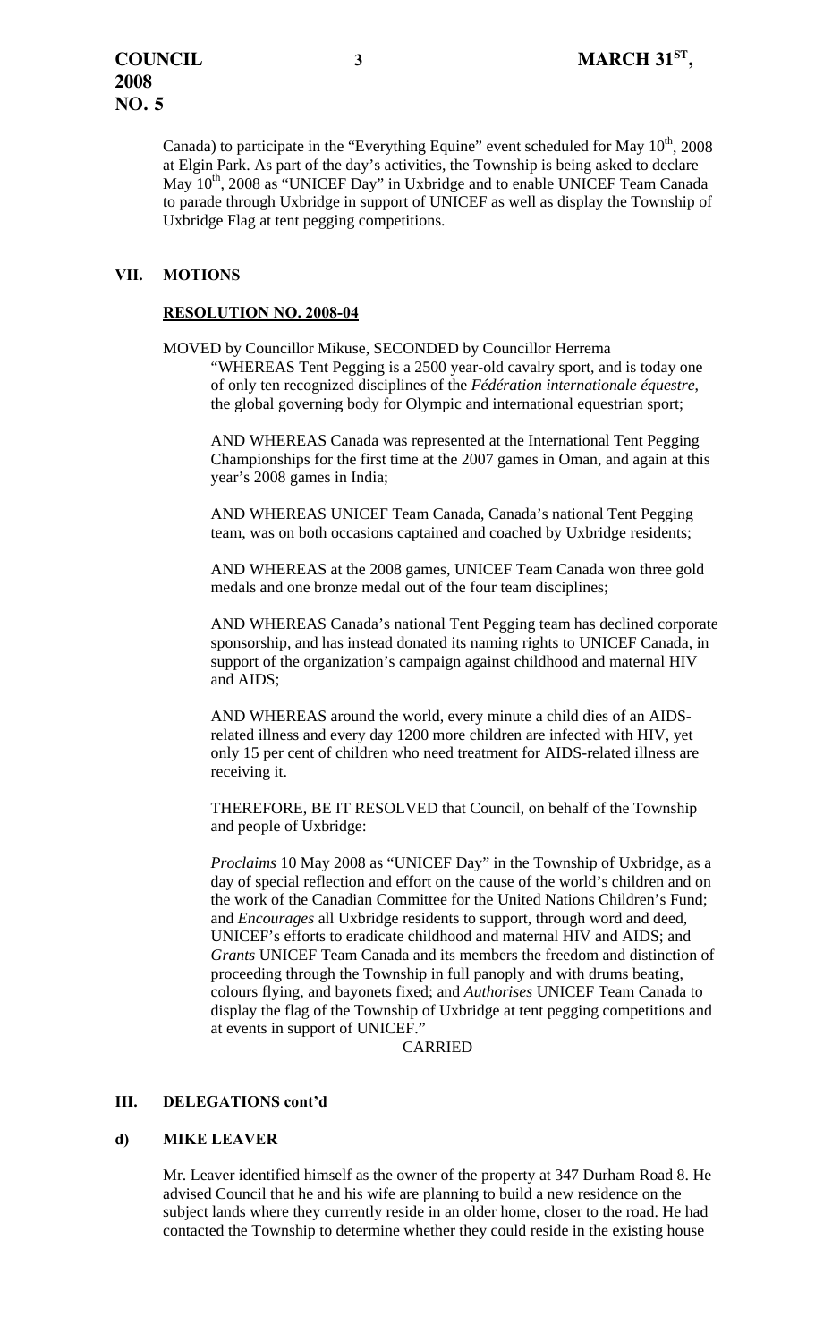Canada) to participate in the "Everything Equine" event scheduled for May 10th, 2008 at Elgin Park. As part of the day's activities, the Township is being asked to declare May 10th, 2008 as "UNICEF Day" in Uxbridge and to enable UNICEF Team Canada to parade through Uxbridge in support of UNICEF as well as display the Township of Uxbridge Flag at tent pegging competitions.

## VII. MOTIONS

### RESOLUTION NO. 2008-04

MOVED by Councillor Mikuse, SECONDED by Councillor Herrema

"WHEREAS Tent Pegging is a 2500 year-old cavalry sport, and is today one of only ten recognized disciplines of the *Fédération internationale équestre*, the global governing body for Olympic and international equestrian sport;

AND WHEREAS Canada was represented at the International Tent Pegging Championships for the first time at the 2007 games in Oman, and again at this year's 2008 games in India;

AND WHEREAS UNICEF Team Canada, Canada's national Tent Pegging team, was on both occasions captained and coached by Uxbridge residents;

AND WHEREAS at the 2008 games, UNICEF Team Canada won three gold medals and one bronze medal out of the four team disciplines;

AND WHEREAS Canada's national Tent Pegging team has declined corporate sponsorship, and has instead donated its naming rights to UNICEF Canada, in support of the organization's campaign against childhood and maternal HIV and AIDS;

AND WHEREAS around the world, every minute a child dies of an AIDS-related illness and every day 1200 more children are infected with HIV, yet only 15 per cent of children who need treatment for AIDS-related illness are receiving it.

THEREFORE, BE IT RESOLVED that Council, on behalf of the Township and people of Uxbridge:

*Proclaims* 10 May 2008 as "UNICEF Day" in the Township of Uxbridge, as a day of special reflection and effort on the cause of the world's children and on the work of the Canadian Committee for the United Nations Children's Fund; and *Encourages* all Uxbridge residents to support, through word and deed, UNICEF's efforts to eradicate childhood and maternal HIV and AIDS; and *Grants* UNICEF Team Canada and its members the freedom and distinction of proceeding through the Township in full panoply and with drums beating, colours flying, and bayonets fixed; and *Authorises* UNICEF Team Canada to display the flag of the Township of Uxbridge at tent pegging competitions and at events in support of UNICEF."

CARRIED

## III. DELEGATIONS cont'd

### d) MIKE LEAVER

Mr. Leaver identified himself as the owner of the property at 347 Durham Road 8. He advised Council that he and his wife are planning to build a new residence on the subject lands where they currently reside in an older home, closer to the road. He had contacted the Township to determine whether they could reside in the existing house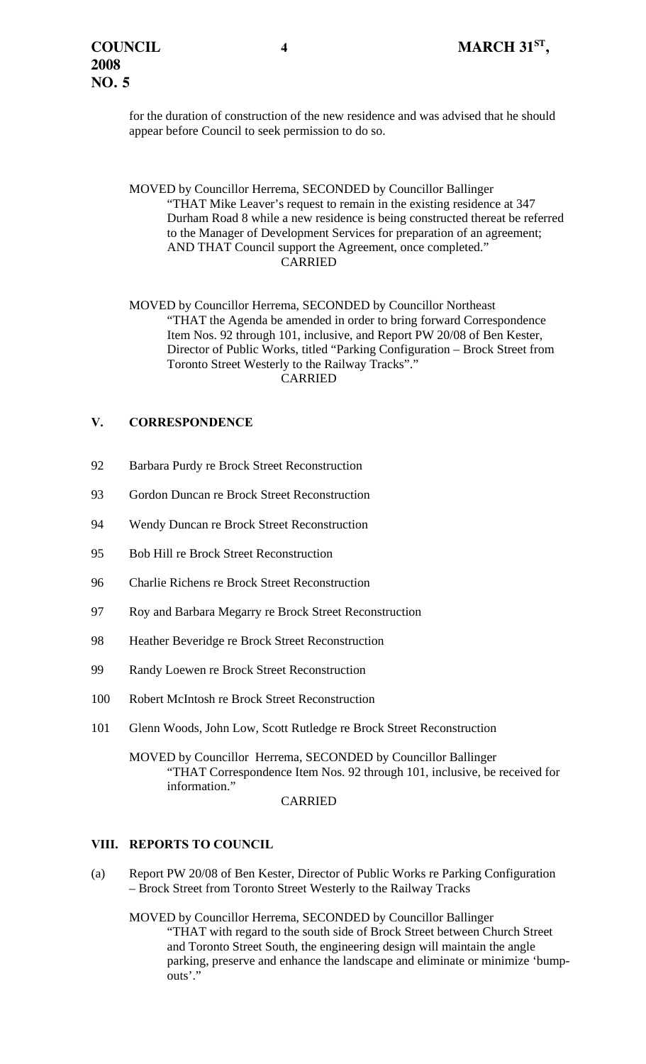for the duration of construction of the new residence and was advised that he should appear before Council to seek permission to do so.

MOVED by Councillor Herrema, SECONDED by Councillor Ballinger
"THAT Mike Leaver's request to remain in the existing residence at 347 Durham Road 8 while a new residence is being constructed thereat be referred to the Manager of Development Services for preparation of an agreement; AND THAT Council support the Agreement, once completed."
CARRIED

MOVED by Councillor Herrema, SECONDED by Councillor Northeast
"THAT the Agenda be amended in order to bring forward Correspondence Item Nos. 92 through 101, inclusive, and Report PW 20/08 of Ben Kester, Director of Public Works, titled "Parking Configuration – Brock Street from Toronto Street Westerly to the Railway Tracks"."
CARRIED

## V. CORRESPONDENCE

92 Barbara Purdy re Brock Street Reconstruction

93 Gordon Duncan re Brock Street Reconstruction

94 Wendy Duncan re Brock Street Reconstruction

95 Bob Hill re Brock Street Reconstruction

96 Charlie Richens re Brock Street Reconstruction

97 Roy and Barbara Megarry re Brock Street Reconstruction

98 Heather Beveridge re Brock Street Reconstruction

99 Randy Loewen re Brock Street Reconstruction

100 Robert McIntosh re Brock Street Reconstruction

101 Glenn Woods, John Low, Scott Rutledge re Brock Street Reconstruction

MOVED by Councillor Herrema, SECONDED by Councillor Ballinger
"THAT Correspondence Item Nos. 92 through 101, inclusive, be received for information."
CARRIED

## VIII. REPORTS TO COUNCIL

(a) Report PW 20/08 of Ben Kester, Director of Public Works re Parking Configuration – Brock Street from Toronto Street Westerly to the Railway Tracks

MOVED by Councillor Herrema, SECONDED by Councillor Ballinger
"THAT with regard to the south side of Brock Street between Church Street and Toronto Street South, the engineering design will maintain the angle parking, preserve and enhance the landscape and eliminate or minimize 'bump-outs'."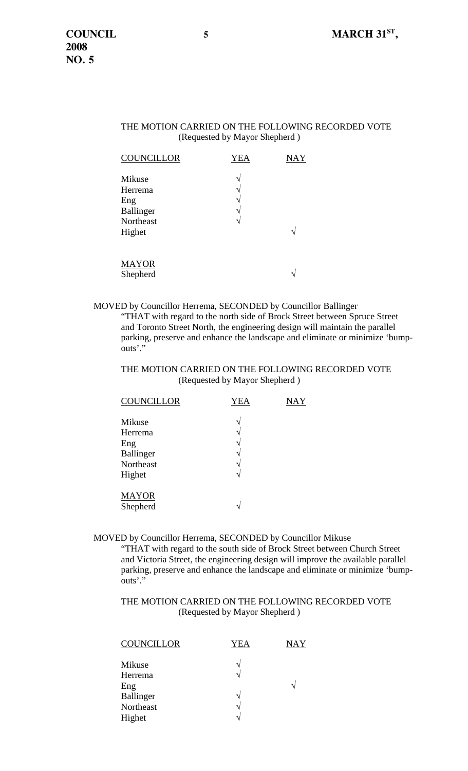THE MOTION CARRIED ON THE FOLLOWING RECORDED VOTE
(Requested by Mayor Shepherd )

| COUNCILLOR | YEA | NAY |
|---|---|---|
| Mikuse | √ | |
| Herrema | √ | |
| Eng | √ | |
| Ballinger | √ | |
| Northeast | √ | |
| Highet | | √ |
| **MAYOR** | | |
| Shepherd | | √ |

MOVED by Councillor Herrema, SECONDED by Councillor Ballinger
"THAT with regard to the north side of Brock Street between Spruce Street and Toronto Street North, the engineering design will maintain the parallel parking, preserve and enhance the landscape and eliminate or minimize 'bump-outs'."

THE MOTION CARRIED ON THE FOLLOWING RECORDED VOTE
(Requested by Mayor Shepherd )

| COUNCILLOR | YEA | NAY |
|---|---|---|
| Mikuse | √ | |
| Herrema | √ | |
| Eng | √ | |
| Ballinger | √ | |
| Northeast | √ | |
| Highet | √ | |
| **MAYOR** | | |
| Shepherd | √ | |

MOVED by Councillor Herrema, SECONDED by Councillor Mikuse
"THAT with regard to the south side of Brock Street between Church Street and Victoria Street, the engineering design will improve the available parallel parking, preserve and enhance the landscape and eliminate or minimize 'bump-outs'."

THE MOTION CARRIED ON THE FOLLOWING RECORDED VOTE
(Requested by Mayor Shepherd )

| COUNCILLOR | YEA | NAY |
|---|---|---|
| Mikuse | √ | |
| Herrema | √ | |
| Eng | | √ |
| Ballinger | √ | |
| Northeast | √ | |
| Highet | √ | |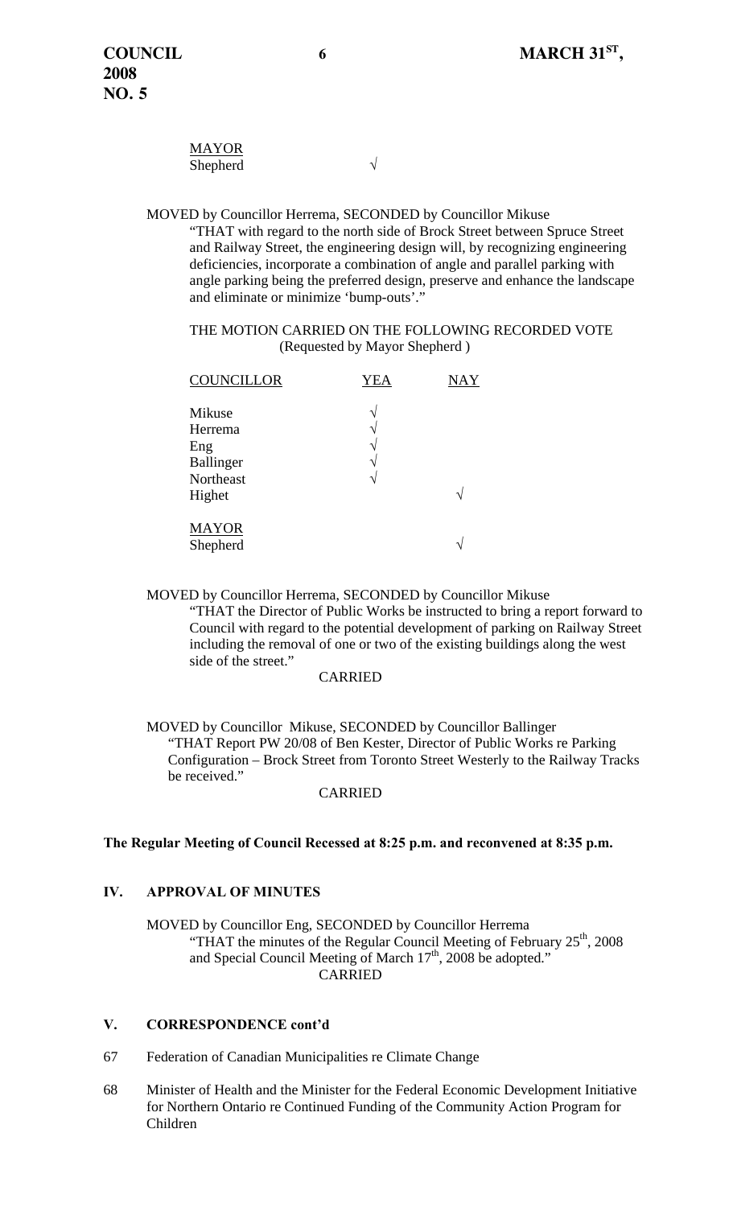| MAYOR | |
|---|---|
| Shepherd | √ |

MOVED by Councillor Herrema, SECONDED by Councillor Mikuse
"THAT with regard to the north side of Brock Street between Spruce Street and Railway Street, the engineering design will, by recognizing engineering deficiencies, incorporate a combination of angle and parallel parking with angle parking being the preferred design, preserve and enhance the landscape and eliminate or minimize 'bump-outs'."

THE MOTION CARRIED ON THE FOLLOWING RECORDED VOTE
(Requested by Mayor Shepherd )

| COUNCILLOR | YEA | NAY |
|---|---|---|
| Mikuse | √ | |
| Herrema | √ | |
| Eng | √ | |
| Ballinger | √ | |
| Northeast | √ | |
| Highet | | √ |
| MAYOR | | |
| Shepherd | | √ |

MOVED by Councillor Herrema, SECONDED by Councillor Mikuse
"THAT the Director of Public Works be instructed to bring a report forward to Council with regard to the potential development of parking on Railway Street including the removal of one or two of the existing buildings along the west side of the street."

CARRIED

MOVED by Councillor Mikuse, SECONDED by Councillor Ballinger
"THAT Report PW 20/08 of Ben Kester, Director of Public Works re Parking Configuration – Brock Street from Toronto Street Westerly to the Railway Tracks be received."

CARRIED

**The Regular Meeting of Council Recessed at 8:25 p.m. and reconvened at 8:35 p.m.**

## IV. APPROVAL OF MINUTES

MOVED by Councillor Eng, SECONDED by Councillor Herrema
"THAT the minutes of the Regular Council Meeting of February 25th, 2008 and Special Council Meeting of March 17th, 2008 be adopted."

CARRIED

## V. CORRESPONDENCE cont'd

67 Federation of Canadian Municipalities re Climate Change

68 Minister of Health and the Minister for the Federal Economic Development Initiative for Northern Ontario re Continued Funding of the Community Action Program for Children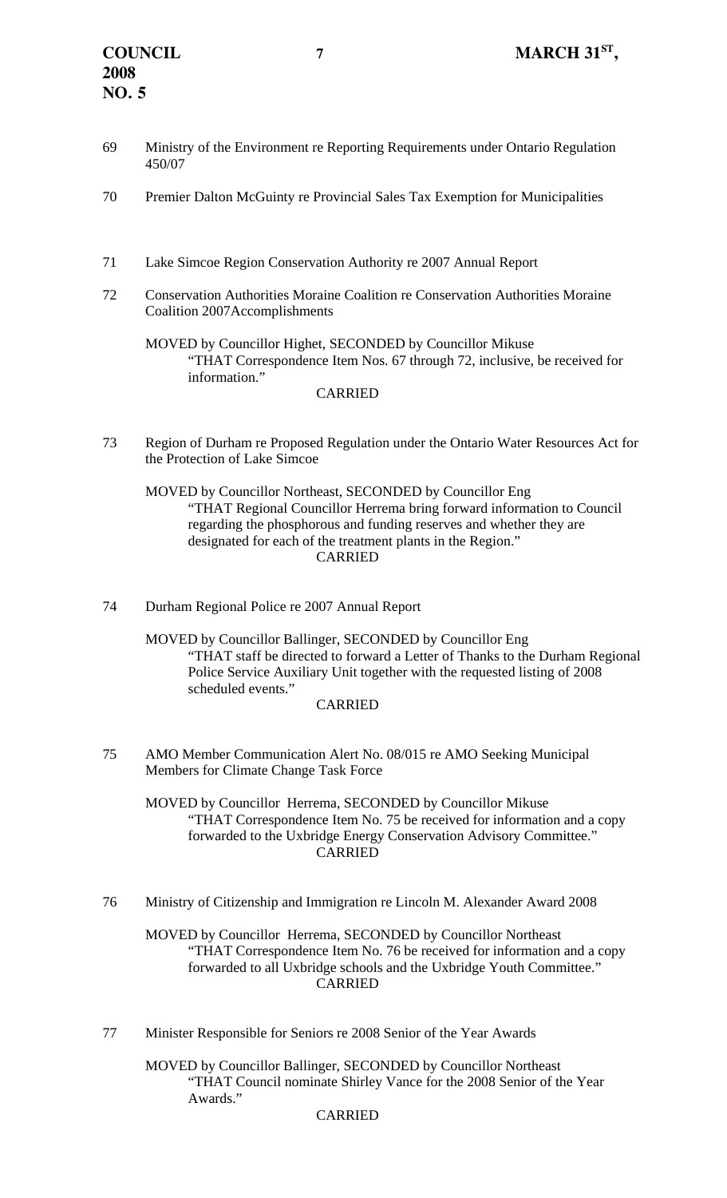69 Ministry of the Environment re Reporting Requirements under Ontario Regulation 450/07

70 Premier Dalton McGuinty re Provincial Sales Tax Exemption for Municipalities

71 Lake Simcoe Region Conservation Authority re 2007 Annual Report

72 Conservation Authorities Moraine Coalition re Conservation Authorities Moraine Coalition 2007Accomplishments

MOVED by Councillor Highet, SECONDED by Councillor Mikuse
"THAT Correspondence Item Nos. 67 through 72, inclusive, be received for information."
CARRIED

73 Region of Durham re Proposed Regulation under the Ontario Water Resources Act for the Protection of Lake Simcoe

MOVED by Councillor Northeast, SECONDED by Councillor Eng
"THAT Regional Councillor Herrema bring forward information to Council regarding the phosphorous and funding reserves and whether they are designated for each of the treatment plants in the Region."
CARRIED

74 Durham Regional Police re 2007 Annual Report

MOVED by Councillor Ballinger, SECONDED by Councillor Eng
"THAT staff be directed to forward a Letter of Thanks to the Durham Regional Police Service Auxiliary Unit together with the requested listing of 2008 scheduled events."
CARRIED

75 AMO Member Communication Alert No. 08/015 re AMO Seeking Municipal Members for Climate Change Task Force

MOVED by Councillor Herrema, SECONDED by Councillor Mikuse
"THAT Correspondence Item No. 75 be received for information and a copy forwarded to the Uxbridge Energy Conservation Advisory Committee."
CARRIED

76 Ministry of Citizenship and Immigration re Lincoln M. Alexander Award 2008

MOVED by Councillor Herrema, SECONDED by Councillor Northeast
"THAT Correspondence Item No. 76 be received for information and a copy forwarded to all Uxbridge schools and the Uxbridge Youth Committee."
CARRIED

77 Minister Responsible for Seniors re 2008 Senior of the Year Awards

MOVED by Councillor Ballinger, SECONDED by Councillor Northeast
"THAT Council nominate Shirley Vance for the 2008 Senior of the Year Awards."
CARRIED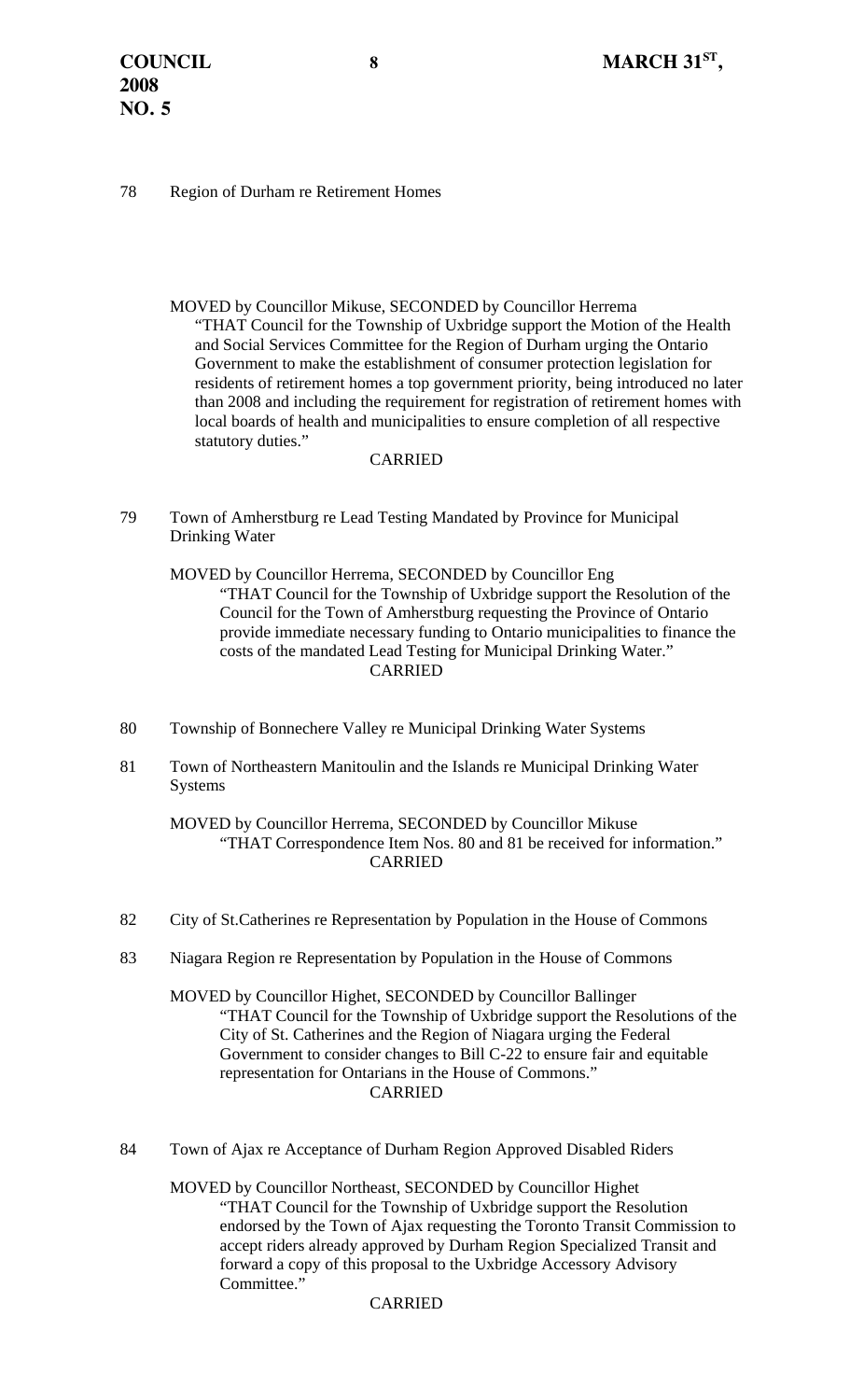78 Region of Durham re Retirement Homes

MOVED by Councillor Mikuse, SECONDED by Councillor Herrema
"THAT Council for the Township of Uxbridge support the Motion of the Health and Social Services Committee for the Region of Durham urging the Ontario Government to make the establishment of consumer protection legislation for residents of retirement homes a top government priority, being introduced no later than 2008 and including the requirement for registration of retirement homes with local boards of health and municipalities to ensure completion of all respective statutory duties."

CARRIED

79 Town of Amherstburg re Lead Testing Mandated by Province for Municipal Drinking Water

MOVED by Councillor Herrema, SECONDED by Councillor Eng
"THAT Council for the Township of Uxbridge support the Resolution of the Council for the Town of Amherstburg requesting the Province of Ontario provide immediate necessary funding to Ontario municipalities to finance the costs of the mandated Lead Testing for Municipal Drinking Water."

CARRIED

80 Township of Bonnechere Valley re Municipal Drinking Water Systems

81 Town of Northeastern Manitoulin and the Islands re Municipal Drinking Water Systems

MOVED by Councillor Herrema, SECONDED by Councillor Mikuse
"THAT Correspondence Item Nos. 80 and 81 be received for information."

CARRIED

82 City of St.Catherines re Representation by Population in the House of Commons

83 Niagara Region re Representation by Population in the House of Commons

MOVED by Councillor Highet, SECONDED by Councillor Ballinger
"THAT Council for the Township of Uxbridge support the Resolutions of the City of St. Catherines and the Region of Niagara urging the Federal Government to consider changes to Bill C-22 to ensure fair and equitable representation for Ontarians in the House of Commons."

CARRIED

84 Town of Ajax re Acceptance of Durham Region Approved Disabled Riders

MOVED by Councillor Northeast, SECONDED by Councillor Highet
"THAT Council for the Township of Uxbridge support the Resolution endorsed by the Town of Ajax requesting the Toronto Transit Commission to accept riders already approved by Durham Region Specialized Transit and forward a copy of this proposal to the Uxbridge Accessory Advisory Committee."

CARRIED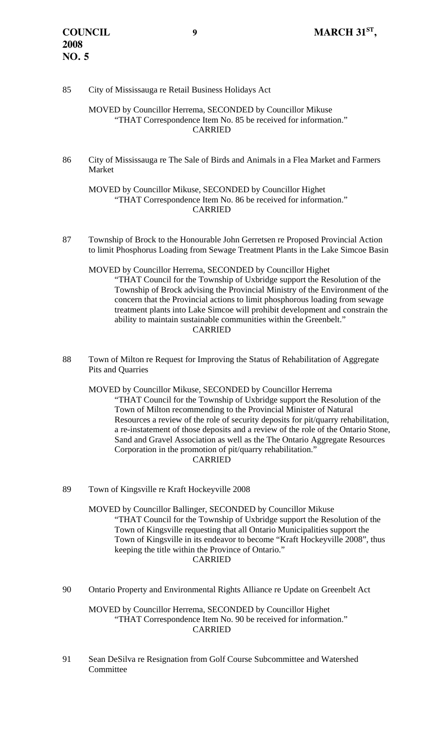85 City of Mississauga re Retail Business Holidays Act

MOVED by Councillor Herrema, SECONDED by Councillor Mikuse
"THAT Correspondence Item No. 85 be received for information."
CARRIED

86 City of Mississauga re The Sale of Birds and Animals in a Flea Market and Farmers Market

MOVED by Councillor Mikuse, SECONDED by Councillor Highet
"THAT Correspondence Item No. 86 be received for information."
CARRIED

87 Township of Brock to the Honourable John Gerretsen re Proposed Provincial Action to limit Phosphorus Loading from Sewage Treatment Plants in the Lake Simcoe Basin

MOVED by Councillor Herrema, SECONDED by Councillor Highet
"THAT Council for the Township of Uxbridge support the Resolution of the Township of Brock advising the Provincial Ministry of the Environment of the concern that the Provincial actions to limit phosphorous loading from sewage treatment plants into Lake Simcoe will prohibit development and constrain the ability to maintain sustainable communities within the Greenbelt."
CARRIED

88 Town of Milton re Request for Improving the Status of Rehabilitation of Aggregate Pits and Quarries

MOVED by Councillor Mikuse, SECONDED by Councillor Herrema
"THAT Council for the Township of Uxbridge support the Resolution of the Town of Milton recommending to the Provincial Minister of Natural Resources a review of the role of security deposits for pit/quarry rehabilitation, a re-instatement of those deposits and a review of the role of the Ontario Stone, Sand and Gravel Association as well as the The Ontario Aggregate Resources Corporation in the promotion of pit/quarry rehabilitation."
CARRIED

89 Town of Kingsville re Kraft Hockeyville 2008

MOVED by Councillor Ballinger, SECONDED by Councillor Mikuse
"THAT Council for the Township of Uxbridge support the Resolution of the Town of Kingsville requesting that all Ontario Municipalities support the Town of Kingsville in its endeavor to become "Kraft Hockeyville 2008", thus keeping the title within the Province of Ontario."
CARRIED

90 Ontario Property and Environmental Rights Alliance re Update on Greenbelt Act

MOVED by Councillor Herrema, SECONDED by Councillor Highet
"THAT Correspondence Item No. 90 be received for information."
CARRIED

91 Sean DeSilva re Resignation from Golf Course Subcommittee and Watershed Committee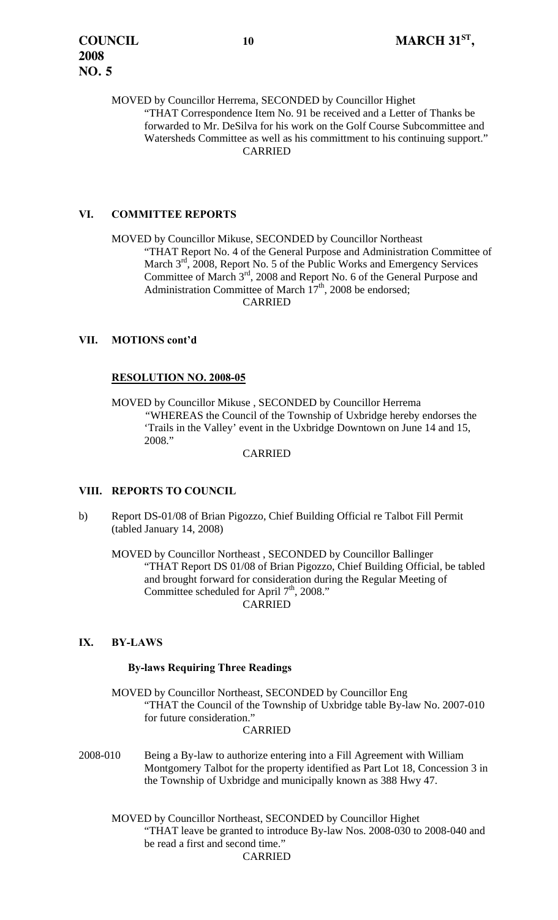MOVED by Councillor Herrema, SECONDED by Councillor Highet

"THAT Correspondence Item No. 91 be received and a Letter of Thanks be forwarded to Mr. DeSilva for his work on the Golf Course Subcommittee and Watersheds Committee as well as his committment to his continuing support."

CARRIED

## VI. COMMITTEE REPORTS

MOVED by Councillor Mikuse, SECONDED by Councillor Northeast

"THAT Report No. 4 of the General Purpose and Administration Committee of March 3rd, 2008, Report No. 5 of the Public Works and Emergency Services Committee of March 3rd, 2008 and Report No. 6 of the General Purpose and Administration Committee of March 17th, 2008 be endorsed;

CARRIED

## VII. MOTIONS cont'd

**RESOLUTION NO. 2008-05**

MOVED by Councillor Mikuse , SECONDED by Councillor Herrema

"WHEREAS the Council of the Township of Uxbridge hereby endorses the 'Trails in the Valley' event in the Uxbridge Downtown on June 14 and 15, 2008."

CARRIED

## VIII. REPORTS TO COUNCIL

b) Report DS-01/08 of Brian Pigozzo, Chief Building Official re Talbot Fill Permit (tabled January 14, 2008)

MOVED by Councillor Northeast , SECONDED by Councillor Ballinger

"THAT Report DS 01/08 of Brian Pigozzo, Chief Building Official, be tabled and brought forward for consideration during the Regular Meeting of Committee scheduled for April 7th, 2008."

CARRIED

## IX. BY-LAWS

**By-laws Requiring Three Readings**

MOVED by Councillor Northeast, SECONDED by Councillor Eng

"THAT the Council of the Township of Uxbridge table By-law No. 2007-010 for future consideration."

CARRIED

2008-010 Being a By-law to authorize entering into a Fill Agreement with William Montgomery Talbot for the property identified as Part Lot 18, Concession 3 in the Township of Uxbridge and municipally known as 388 Hwy 47.

MOVED by Councillor Northeast, SECONDED by Councillor Highet

"THAT leave be granted to introduce By-law Nos. 2008-030 to 2008-040 and be read a first and second time."

CARRIED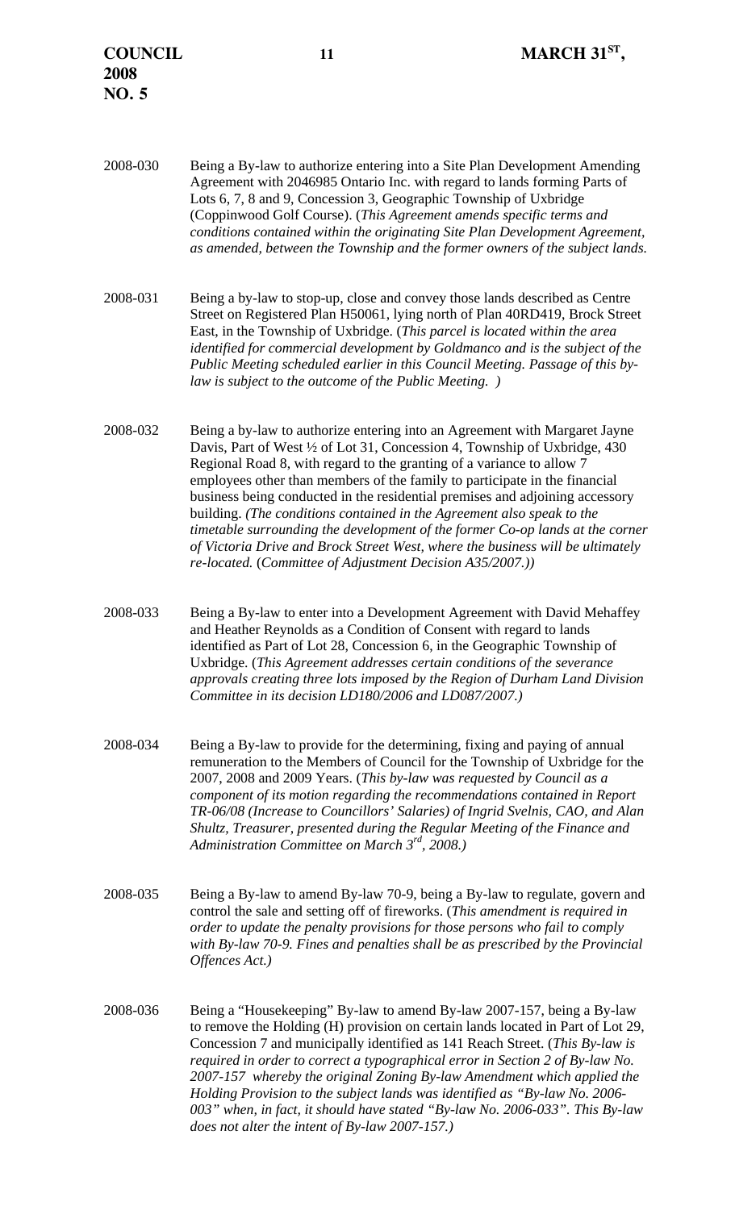2008-030 Being a By-law to authorize entering into a Site Plan Development Amending Agreement with 2046985 Ontario Inc. with regard to lands forming Parts of Lots 6, 7, 8 and 9, Concession 3, Geographic Township of Uxbridge (Coppinwood Golf Course). (*This Agreement amends specific terms and conditions contained within the originating Site Plan Development Agreement, as amended, between the Township and the former owners of the subject lands.*

2008-031 Being a by-law to stop-up, close and convey those lands described as Centre Street on Registered Plan H50061, lying north of Plan 40RD419, Brock Street East, in the Township of Uxbridge. (*This parcel is located within the area identified for commercial development by Goldmanco and is the subject of the Public Meeting scheduled earlier in this Council Meeting. Passage of this by-law is subject to the outcome of the Public Meeting. )*

2008-032 Being a by-law to authorize entering into an Agreement with Margaret Jayne Davis, Part of West ½ of Lot 31, Concession 4, Township of Uxbridge, 430 Regional Road 8, with regard to the granting of a variance to allow 7 employees other than members of the family to participate in the financial business being conducted in the residential premises and adjoining accessory building. *(The conditions contained in the Agreement also speak to the timetable surrounding the development of the former Co-op lands at the corner of Victoria Drive and Brock Street West, where the business will be ultimately re-located.* (*Committee of Adjustment Decision A35/2007.))*

2008-033 Being a By-law to enter into a Development Agreement with David Mehaffey and Heather Reynolds as a Condition of Consent with regard to lands identified as Part of Lot 28, Concession 6, in the Geographic Township of Uxbridge. (*This Agreement addresses certain conditions of the severance approvals creating three lots imposed by the Region of Durham Land Division Committee in its decision LD180/2006 and LD087/2007.)*

2008-034 Being a By-law to provide for the determining, fixing and paying of annual remuneration to the Members of Council for the Township of Uxbridge for the 2007, 2008 and 2009 Years. (*This by-law was requested by Council as a component of its motion regarding the recommendations contained in Report TR-06/08 (Increase to Councillors' Salaries) of Ingrid Svelnis, CAO, and Alan Shultz, Treasurer, presented during the Regular Meeting of the Finance and Administration Committee on March 3rd, 2008.)*

2008-035 Being a By-law to amend By-law 70-9, being a By-law to regulate, govern and control the sale and setting off of fireworks. (*This amendment is required in order to update the penalty provisions for those persons who fail to comply with By-law 70-9. Fines and penalties shall be as prescribed by the Provincial Offences Act.)*

2008-036 Being a "Housekeeping" By-law to amend By-law 2007-157, being a By-law to remove the Holding (H) provision on certain lands located in Part of Lot 29, Concession 7 and municipally identified as 141 Reach Street. (*This By-law is required in order to correct a typographical error in Section 2 of By-law No. 2007-157 whereby the original Zoning By-law Amendment which applied the Holding Provision to the subject lands was identified as "By-law No. 2006-003" when, in fact, it should have stated "By-law No. 2006-033". This By-law does not alter the intent of By-law 2007-157.)*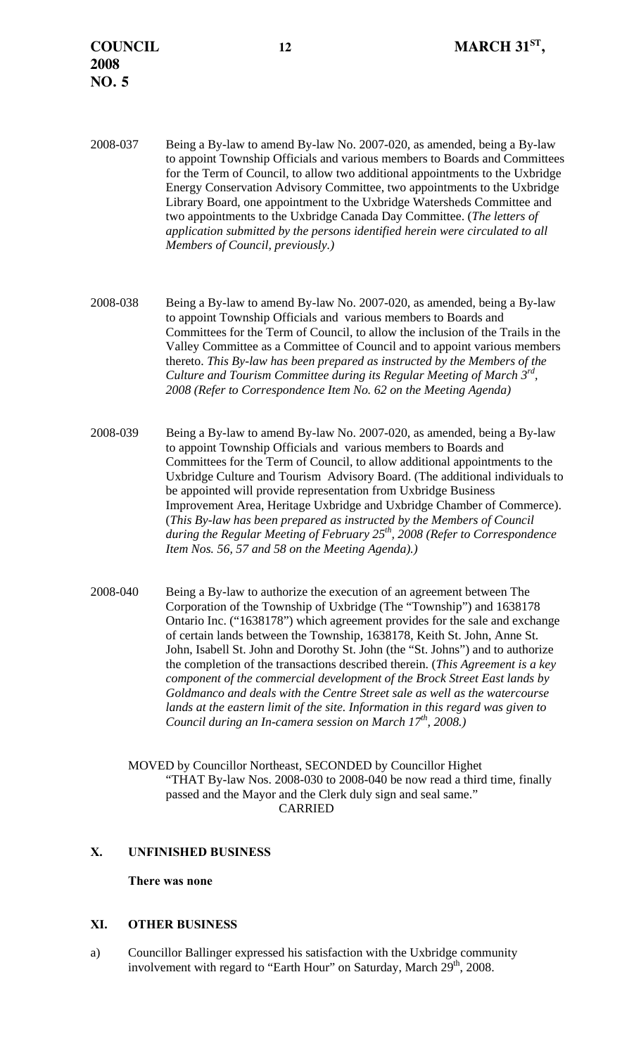2008-037 Being a By-law to amend By-law No. 2007-020, as amended, being a By-law to appoint Township Officials and various members to Boards and Committees for the Term of Council, to allow two additional appointments to the Uxbridge Energy Conservation Advisory Committee, two appointments to the Uxbridge Library Board, one appointment to the Uxbridge Watersheds Committee and two appointments to the Uxbridge Canada Day Committee. (*The letters of application submitted by the persons identified herein were circulated to all Members of Council, previously.)*

2008-038 Being a By-law to amend By-law No. 2007-020, as amended, being a By-law to appoint Township Officials and various members to Boards and Committees for the Term of Council, to allow the inclusion of the Trails in the Valley Committee as a Committee of Council and to appoint various members thereto. *This By-law has been prepared as instructed by the Members of the Culture and Tourism Committee during its Regular Meeting of March 3rd, 2008 (Refer to Correspondence Item No. 62 on the Meeting Agenda)*

2008-039 Being a By-law to amend By-law No. 2007-020, as amended, being a By-law to appoint Township Officials and various members to Boards and Committees for the Term of Council, to allow additional appointments to the Uxbridge Culture and Tourism Advisory Board. (The additional individuals to be appointed will provide representation from Uxbridge Business Improvement Area, Heritage Uxbridge and Uxbridge Chamber of Commerce). (*This By-law has been prepared as instructed by the Members of Council during the Regular Meeting of February 25th, 2008 (Refer to Correspondence Item Nos. 56, 57 and 58 on the Meeting Agenda).)*

2008-040 Being a By-law to authorize the execution of an agreement between The Corporation of the Township of Uxbridge (The "Township") and 1638178 Ontario Inc. ("1638178") which agreement provides for the sale and exchange of certain lands between the Township, 1638178, Keith St. John, Anne St. John, Isabell St. John and Dorothy St. John (the "St. Johns") and to authorize the completion of the transactions described therein. (*This Agreement is a key component of the commercial development of the Brock Street East lands by Goldmanco and deals with the Centre Street sale as well as the watercourse lands at the eastern limit of the site. Information in this regard was given to Council during an In-camera session on March 17th, 2008.)*

MOVED by Councillor Northeast, SECONDED by Councillor Highet
"THAT By-law Nos. 2008-030 to 2008-040 be now read a third time, finally passed and the Mayor and the Clerk duly sign and seal same."
CARRIED

## X. UNFINISHED BUSINESS

**There was none**

## XI. OTHER BUSINESS

a) Councillor Ballinger expressed his satisfaction with the Uxbridge community involvement with regard to "Earth Hour" on Saturday, March 29th, 2008.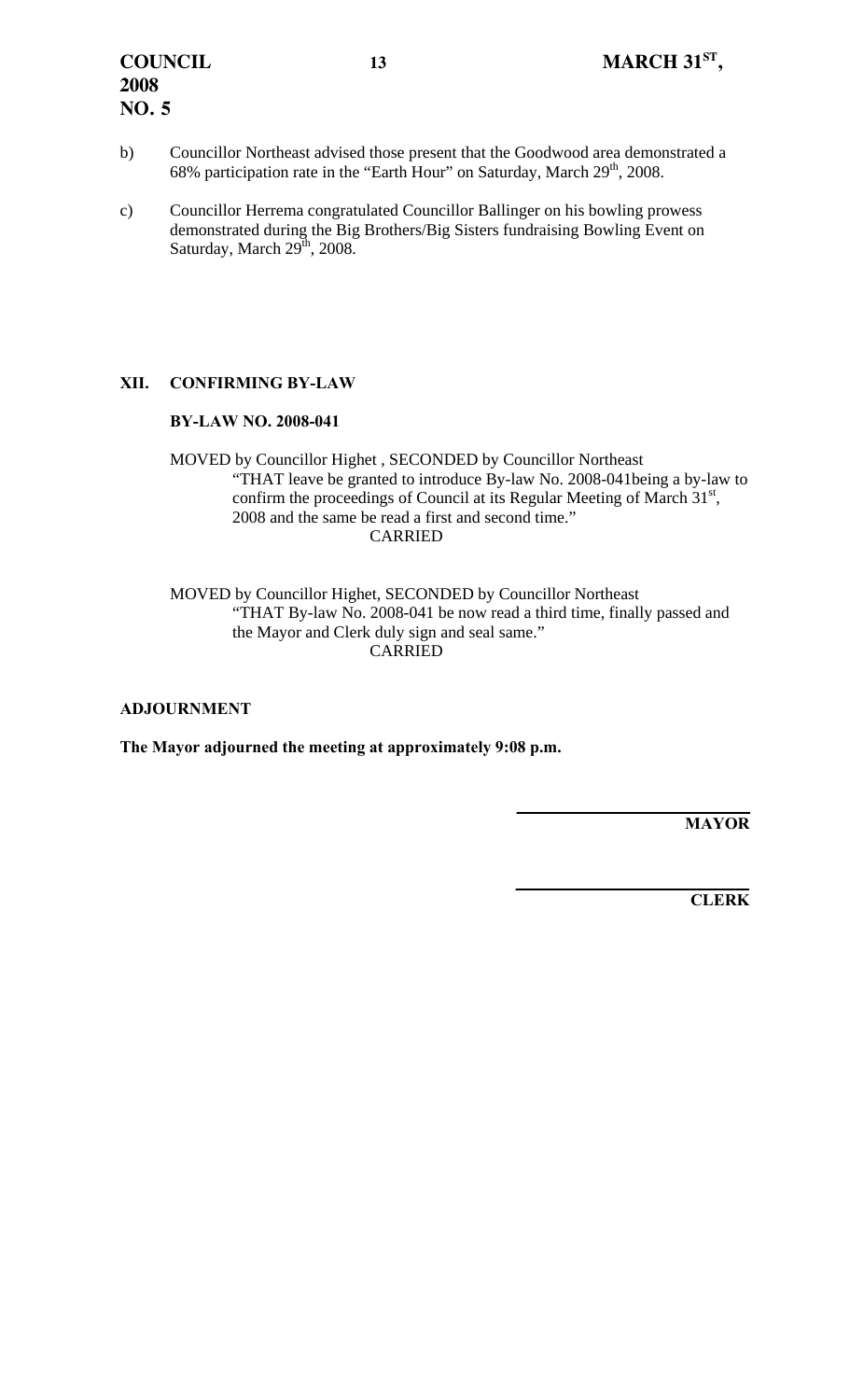b) Councillor Northeast advised those present that the Goodwood area demonstrated a 68% participation rate in the "Earth Hour" on Saturday, March 29th, 2008.

c) Councillor Herrema congratulated Councillor Ballinger on his bowling prowess demonstrated during the Big Brothers/Big Sisters fundraising Bowling Event on Saturday, March 29th, 2008.

## XII. CONFIRMING BY-LAW

**BY-LAW NO. 2008-041**

MOVED by Councillor Highet , SECONDED by Councillor Northeast
"THAT leave be granted to introduce By-law No. 2008-041being a by-law to confirm the proceedings of Council at its Regular Meeting of March 31st, 2008 and the same be read a first and second time."
CARRIED

MOVED by Councillor Highet, SECONDED by Councillor Northeast
"THAT By-law No. 2008-041 be now read a third time, finally passed and the Mayor and Clerk duly sign and seal same."
CARRIED

## ADJOURNMENT

**The Mayor adjourned the meeting at approximately 9:08 p.m.**

\_\_\_\_\_\_\_\_\_\_\_\_\_\_\_\_\_\_\_\_\_\_\_\_\_\_\_
**MAYOR**

\_\_\_\_\_\_\_\_\_\_\_\_\_\_\_\_\_\_\_\_\_\_\_\_\_\_\_
**CLERK**